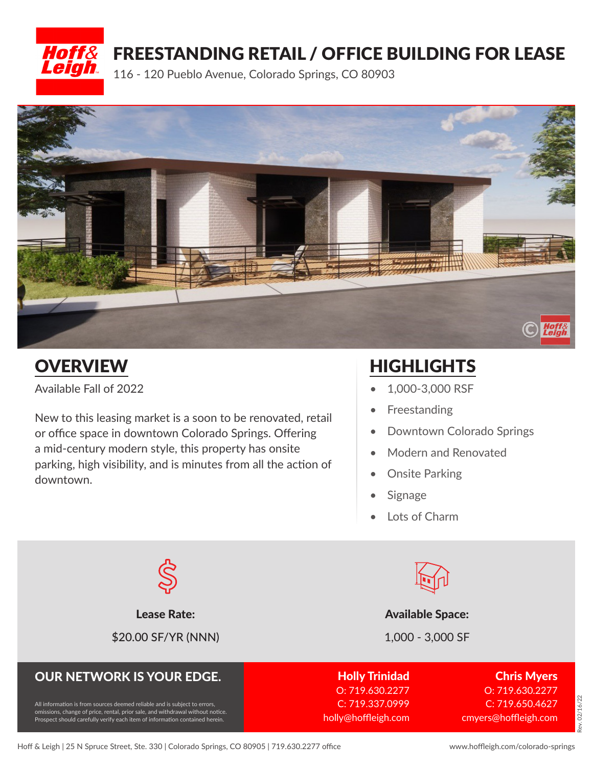# FREESTANDING RETAIL / OFFICE BUILDING FOR LEASE

116 - 120 Pueblo Avenue, Colorado Springs, CO 80903

## OVERVIEW

Available Fall of 2022

New to this leasing market is a soon to be renovated, retail or office space in downtown Colorado Springs. Offering a mid-century modern style, this property has onsite parking, high visibility, and is minutes from all the action of downtown.

## HIGHLIGHTS

- 1,000-3,000 RSF
- Freestanding
- Downtown Colorado Springs
- Modern and Renovated
- Onsite Parking
- Signage
- Lots of Charm

**Lease Rate:**

$20.00 SF/YR (NNN)

**Available Space:**

1,000 - 3,000 SF

## OUR NETWORK IS YOUR EDGE.

All information is from sources deemed reliable and is subject to errors, omissions, change of price, rental, prior sale, and withdrawal without notice. Prospect should carefully verify each item of information contained herein.

**Holly Trinidad**
O: 719.630.2277
C: 719.337.0999
holly@hoffleigh.com

**Chris Myers**
O: 719.630.2277
C: 719.650.4627
cmyers@hoffleigh.com

Rev. 02/16/22

Hoff & Leigh | 25 N Spruce Street, Ste. 330 | Colorado Springs, CO 80905 | 719.630.2277 office

www.hoffleigh.com/colorado-springs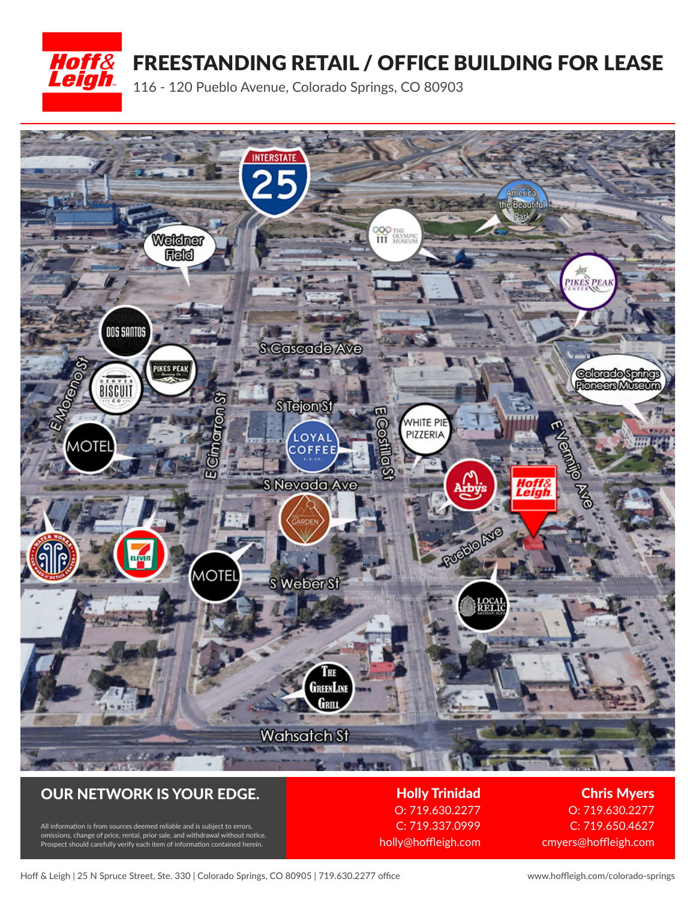# FREESTANDING RETAIL / OFFICE BUILDING FOR LEASE

116 - 120 Pueblo Avenue, Colorado Springs, CO 80903

INTERSTATE 25

Weidner Field

THE OLYMPIC MUSEUM

America the Beautiful Park

PIKES PEAK CENTER

DOS SANTOS

PIKES PEAK Brewing Co.

DENVER BISCUIT CO

E Moreno St

MOTEL

E Cimarron St

S Cascade Ave

S Tejon St

LOYAL COFFEE

E Costilla St

WHITE PIE PIZZERIA

Colorado Springs Pioneers Museum

E Vermijo Ave

Arby's

Hoff & Leigh

S Nevada Ave

GARDEN

Pueblo Ave

WATER WORKS CAR WASH & DETAIL CENTER

7 ELEVEN

MOTEL

S Weber St

LOCAL RELIC ARTISAN ALES

THE GREENLINE GRILL

Wahsatch St

## OUR NETWORK IS YOUR EDGE.

All information is from sources deemed reliable and is subject to errors, omissions, change of price, rental, prior sale, and withdrawal without notice. Prospect should carefully verify each item of information contained herein.

**Holly Trinidad**
O: 719.630.2277
C: 719.337.0999
holly@hoffleigh.com

**Chris Myers**
O: 719.630.2277
C: 719.650.4627
cmyers@hoffleigh.com

Hoff & Leigh | 25 N Spruce Street, Ste. 330 | Colorado Springs, CO 80905 | 719.630.2277 office

www.hoffleigh.com/colorado-springs